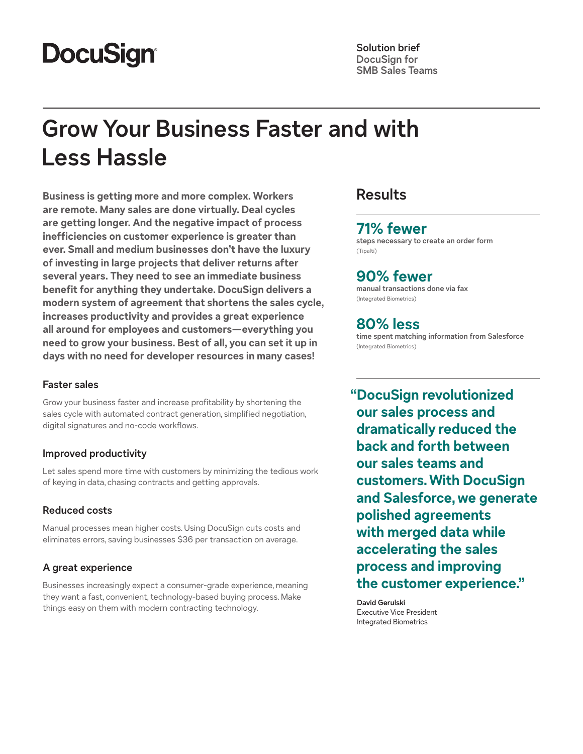DocuSign

**Solution brief**
DocuSign for
SMB Sales Teams

# Grow Your Business Faster and with Less Hassle

**Business is getting more and more complex. Workers are remote. Many sales are done virtually. Deal cycles are getting longer. And the negative impact of process inefficiencies on customer experience is greater than ever. Small and medium businesses don't have the luxury of investing in large projects that deliver returns after several years. They need to see an immediate business benefit for anything they undertake. DocuSign delivers a modern system of agreement that shortens the sales cycle, increases productivity and provides a great experience all around for employees and customers—everything you need to grow your business. Best of all, you can set it up in days with no need for developer resources in many cases!**

### Faster sales

Grow your business faster and increase profitability by shortening the sales cycle with automated contract generation, simplified negotiation, digital signatures and no-code workflows.

### Improved productivity

Let sales spend more time with customers by minimizing the tedious work of keying in data, chasing contracts and getting approvals.

### Reduced costs

Manual processes mean higher costs. Using DocuSign cuts costs and eliminates errors, saving businesses $36 per transaction on average.

### A great experience

Businesses increasingly expect a consumer-grade experience, meaning they want a fast, convenient, technology-based buying process. Make things easy on them with modern contracting technology.

## Results

**71% fewer**
steps necessary to create an order form
(Tipalti)

**90% fewer**
manual transactions done via fax
(Integrated Biometrics)

**80% less**
time spent matching information from Salesforce
(Integrated Biometrics)

**"DocuSign revolutionized our sales process and dramatically reduced the back and forth between our sales teams and customers. With DocuSign and Salesforce, we generate polished agreements with merged data while accelerating the sales process and improving the customer experience."**

**David Gerulski**
Executive Vice President
Integrated Biometrics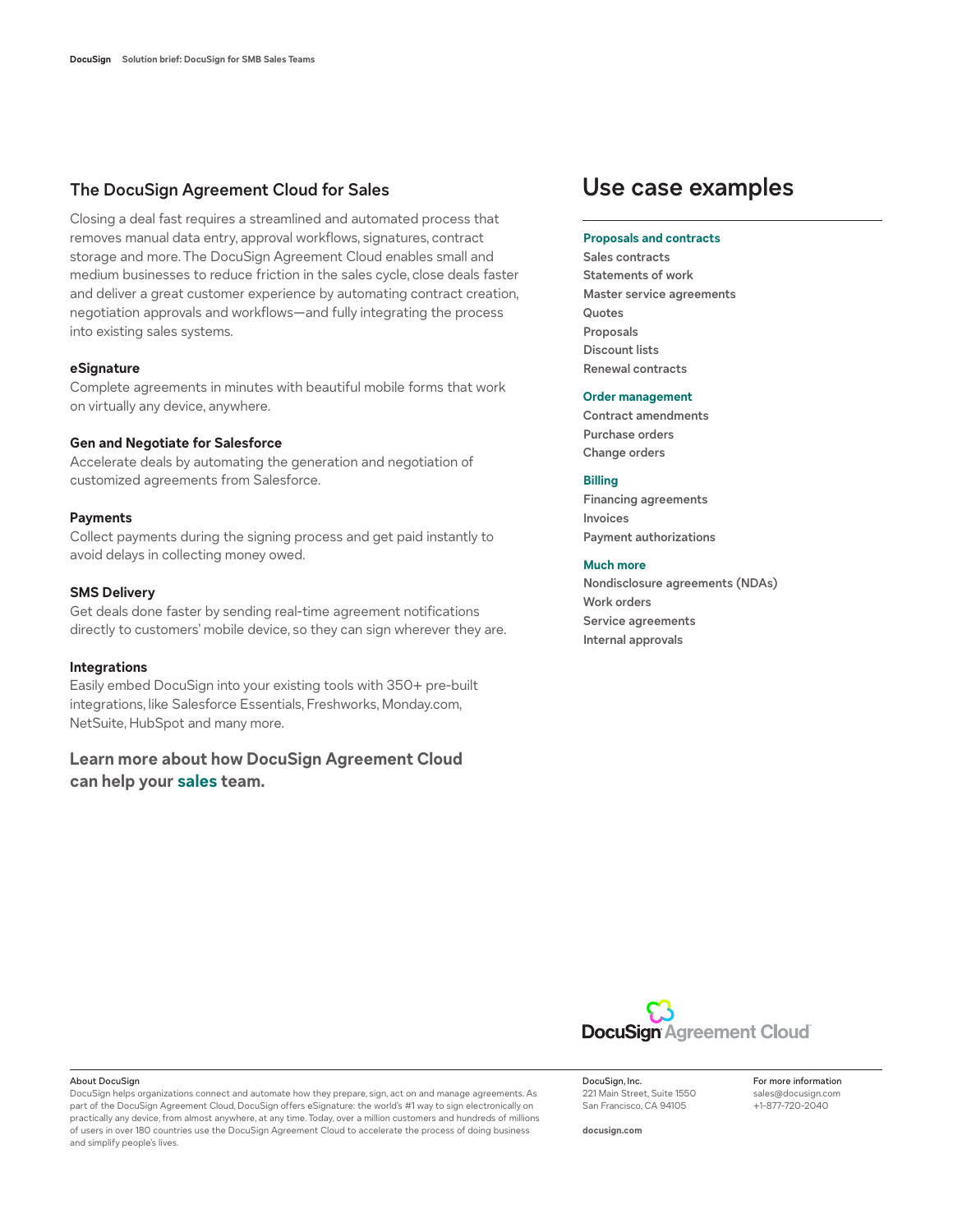## The DocuSign Agreement Cloud for Sales

Closing a deal fast requires a streamlined and automated process that removes manual data entry, approval workflows, signatures, contract storage and more. The DocuSign Agreement Cloud enables small and medium businesses to reduce friction in the sales cycle, close deals faster and deliver a great customer experience by automating contract creation, negotiation approvals and workflows—and fully integrating the process into existing sales systems.

**eSignature**
Complete agreements in minutes with beautiful mobile forms that work on virtually any device, anywhere.

**Gen and Negotiate for Salesforce**
Accelerate deals by automating the generation and negotiation of customized agreements from Salesforce.

**Payments**
Collect payments during the signing process and get paid instantly to avoid delays in collecting money owed.

**SMS Delivery**
Get deals done faster by sending real-time agreement notifications directly to customers' mobile device, so they can sign wherever they are.

**Integrations**
Easily embed DocuSign into your existing tools with 350+ pre-built integrations, like Salesforce Essentials, Freshworks, Monday.com, NetSuite, HubSpot and many more.

**Learn more about how DocuSign Agreement Cloud can help your sales team.**

## Use case examples

**Proposals and contracts**
Sales contracts
Statements of work
Master service agreements
Quotes
Proposals
Discount lists
Renewal contracts

**Order management**
Contract amendments
Purchase orders
Change orders

**Billing**
Financing agreements
Invoices
Payment authorizations

**Much more**
Nondisclosure agreements (NDAs)
Work orders
Service agreements
Internal approvals

DocuSign Agreement Cloud

About DocuSign
DocuSign helps organizations connect and automate how they prepare, sign, act on and manage agreements. As part of the DocuSign Agreement Cloud, DocuSign offers eSignature: the world's #1 way to sign electronically on practically any device, from almost anywhere, at any time. Today, over a million customers and hundreds of millions of users in over 180 countries use the DocuSign Agreement Cloud to accelerate the process of doing business and simplify people's lives.

DocuSign, Inc.
221 Main Street, Suite 1550
San Francisco, CA 94105

**docusign.com**

For more information
sales@docusign.com
+1-877-720-2040